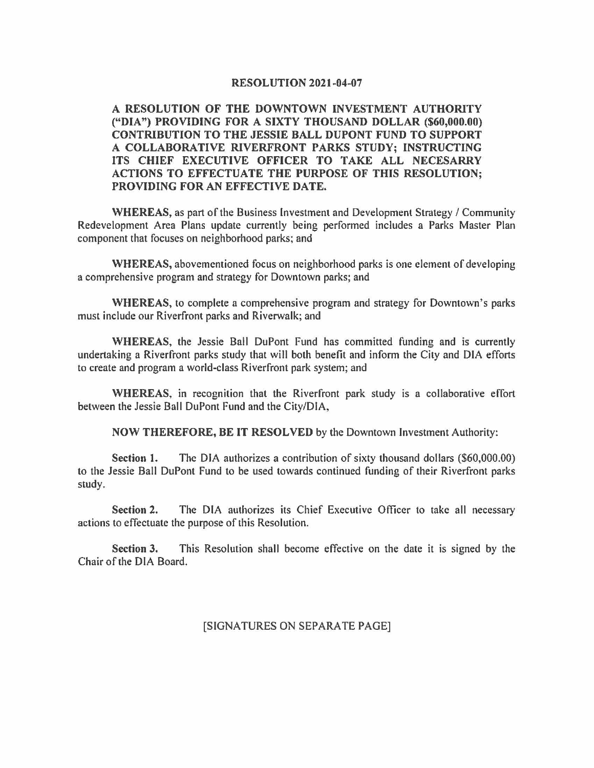# RESOLUTION 2021-04-07

**A RESOLUTION OF THE DOWNTOWN INVESTMENT AUTHORITY ("DIA") PROVIDING FOR A SIXTY THOUSAND DOLLAR ($60,000.00) CONTRIBUTION TO THE JESSIE BALL DUPONT FUND TO SUPPORT A COLLABORATIVE RIVERFRONT PARKS STUDY; INSTRUCTING ITS CHIEF EXECUTIVE OFFICER TO TAKE ALL NECESARRY ACTIONS TO EFFECTUATE THE PURPOSE OF THIS RESOLUTION; PROVIDING FOR AN EFFECTIVE DATE.**

**WHEREAS,** as part of the Business Investment and Development Strategy / Community Redevelopment Area Plans update currently being performed includes a Parks Master Plan component that focuses on neighborhood parks; and

**WHEREAS,** abovementioned focus on neighborhood parks is one element of developing a comprehensive program and strategy for Downtown parks; and

**WHEREAS,** to complete a comprehensive program and strategy for Downtown's parks must include our Riverfront parks and Riverwalk; and

**WHEREAS,** the Jessie Ball DuPont Fund has committed funding and is currently undertaking a Riverfront parks study that will both benefit and inform the City and DIA efforts to create and program a world-class Riverfront park system; and

**WHEREAS,** in recognition that the Riverfront park study is a collaborative effort between the Jessie Ball DuPont Fund and the City/DIA,

**NOW THEREFORE, BE IT RESOLVED** by the Downtown Investment Authority:

**Section 1.** The DIA authorizes a contribution of sixty thousand dollars ($60,000.00) to the Jessie Ball DuPont Fund to be used towards continued funding of their Riverfront parks study.

**Section 2.** The DIA authorizes its Chief Executive Officer to take all necessary actions to effectuate the purpose of this Resolution.

**Section 3.** This Resolution shall become effective on the date it is signed by the Chair of the DIA Board.

[SIGNATURES ON SEPARATE PAGE]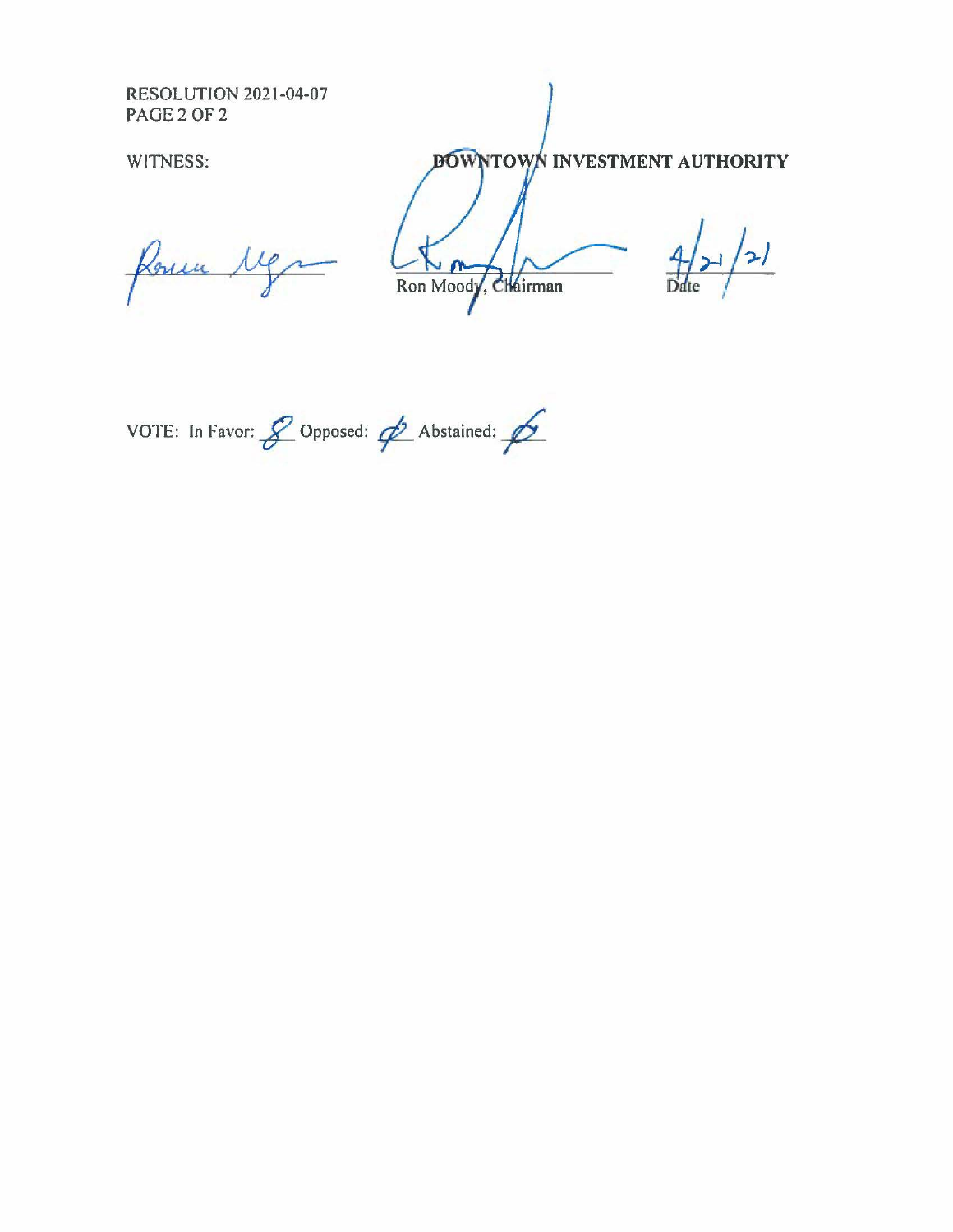RESOLUTION 2021-04-07
PAGE 2 OF 2

WITNESS:

**DOWNTOWN INVESTMENT AUTHORITY**

Ron Moody, Chairman

4/21/21
Date

VOTE: In Favor: 8 Opposed: Ø Abstained: Ø